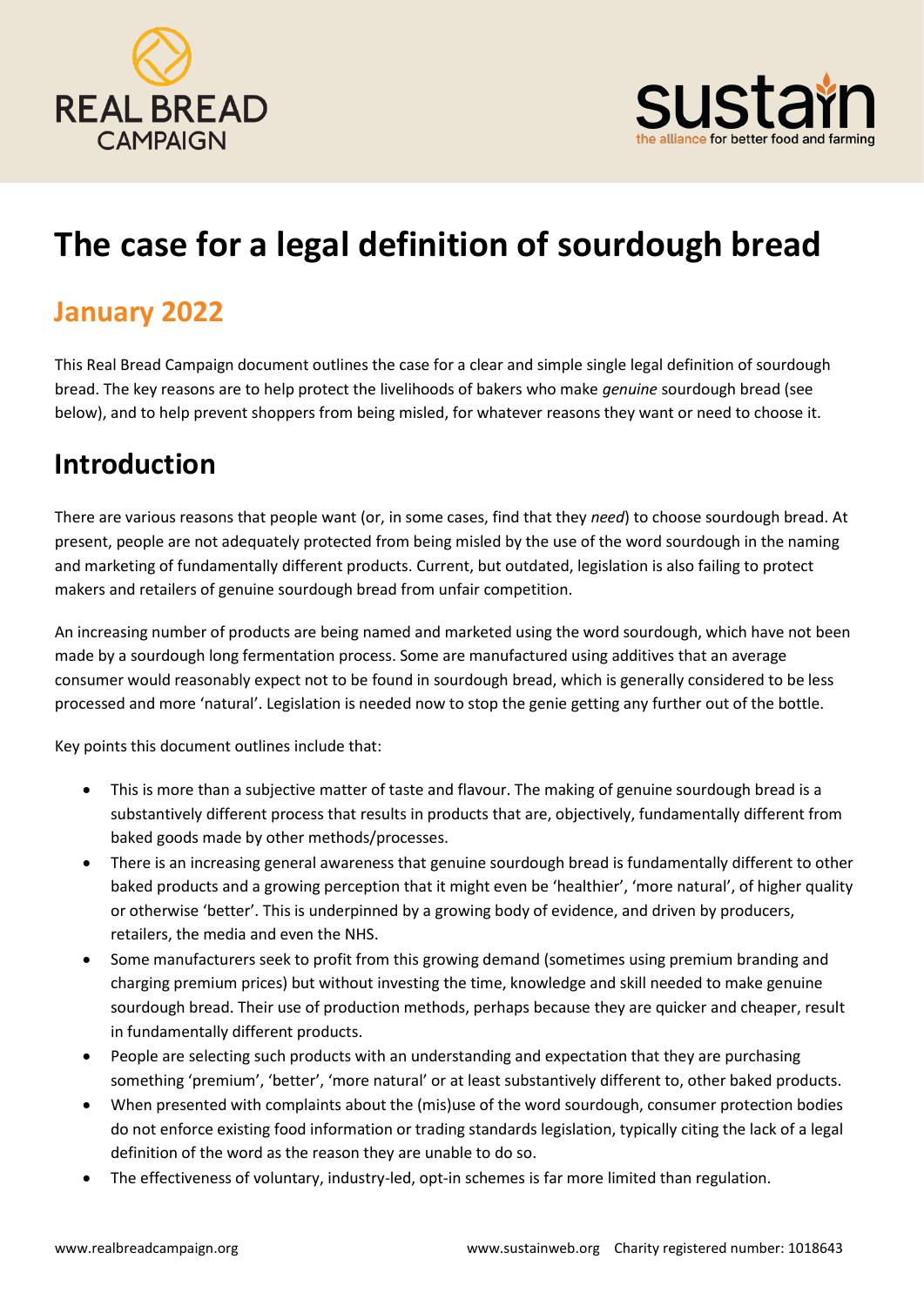# The case for a legal definition of sourdough bread

## January 2022

This Real Bread Campaign document outlines the case for a clear and simple single legal definition of sourdough bread. The key reasons are to help protect the livelihoods of bakers who make *genuine* sourdough bread (see below), and to help prevent shoppers from being misled, for whatever reasons they want or need to choose it.

## Introduction

There are various reasons that people want (or, in some cases, find that they *need*) to choose sourdough bread. At present, people are not adequately protected from being misled by the use of the word sourdough in the naming and marketing of fundamentally different products. Current, but outdated, legislation is also failing to protect makers and retailers of genuine sourdough bread from unfair competition.

An increasing number of products are being named and marketed using the word sourdough, which have not been made by a sourdough long fermentation process. Some are manufactured using additives that an average consumer would reasonably expect not to be found in sourdough bread, which is generally considered to be less processed and more 'natural'. Legislation is needed now to stop the genie getting any further out of the bottle.

Key points this document outlines include that:

- This is more than a subjective matter of taste and flavour. The making of genuine sourdough bread is a substantively different process that results in products that are, objectively, fundamentally different from baked goods made by other methods/processes.
- There is an increasing general awareness that genuine sourdough bread is fundamentally different to other baked products and a growing perception that it might even be 'healthier', 'more natural', of higher quality or otherwise 'better'. This is underpinned by a growing body of evidence, and driven by producers, retailers, the media and even the NHS.
- Some manufacturers seek to profit from this growing demand (sometimes using premium branding and charging premium prices) but without investing the time, knowledge and skill needed to make genuine sourdough bread. Their use of production methods, perhaps because they are quicker and cheaper, result in fundamentally different products.
- People are selecting such products with an understanding and expectation that they are purchasing something 'premium', 'better', 'more natural' or at least substantively different to, other baked products.
- When presented with complaints about the (mis)use of the word sourdough, consumer protection bodies do not enforce existing food information or trading standards legislation, typically citing the lack of a legal definition of the word as the reason they are unable to do so.
- The effectiveness of voluntary, industry-led, opt-in schemes is far more limited than regulation.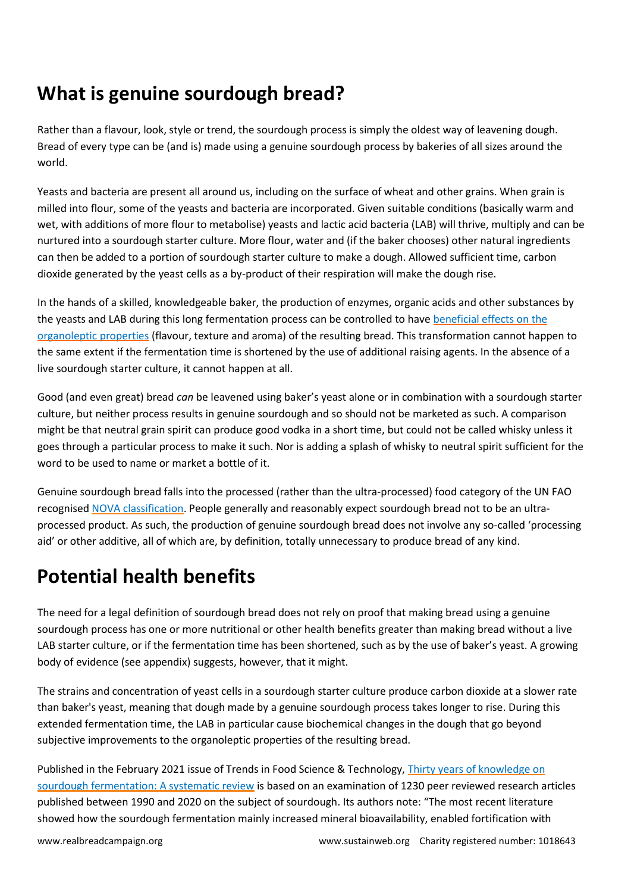## What is genuine sourdough bread?

Rather than a flavour, look, style or trend, the sourdough process is simply the oldest way of leavening dough. Bread of every type can be (and is) made using a genuine sourdough process by bakeries of all sizes around the world.

Yeasts and bacteria are present all around us, including on the surface of wheat and other grains. When grain is milled into flour, some of the yeasts and bacteria are incorporated. Given suitable conditions (basically warm and wet, with additions of more flour to metabolise) yeasts and lactic acid bacteria (LAB) will thrive, multiply and can be nurtured into a sourdough starter culture. More flour, water and (if the baker chooses) other natural ingredients can then be added to a portion of sourdough starter culture to make a dough. Allowed sufficient time, carbon dioxide generated by the yeast cells as a by-product of their respiration will make the dough rise.

In the hands of a skilled, knowledgeable baker, the production of enzymes, organic acids and other substances by the yeasts and LAB during this long fermentation process can be controlled to have beneficial effects on the organoleptic properties (flavour, texture and aroma) of the resulting bread. This transformation cannot happen to the same extent if the fermentation time is shortened by the use of additional raising agents. In the absence of a live sourdough starter culture, it cannot happen at all.

Good (and even great) bread *can* be leavened using baker's yeast alone or in combination with a sourdough starter culture, but neither process results in genuine sourdough and so should not be marketed as such. A comparison might be that neutral grain spirit can produce good vodka in a short time, but could not be called whisky unless it goes through a particular process to make it such. Nor is adding a splash of whisky to neutral spirit sufficient for the word to be used to name or market a bottle of it.

Genuine sourdough bread falls into the processed (rather than the ultra-processed) food category of the UN FAO recognised NOVA classification. People generally and reasonably expect sourdough bread not to be an ultra-processed product. As such, the production of genuine sourdough bread does not involve any so-called 'processing aid' or other additive, all of which are, by definition, totally unnecessary to produce bread of any kind.

## Potential health benefits

The need for a legal definition of sourdough bread does not rely on proof that making bread using a genuine sourdough process has one or more nutritional or other health benefits greater than making bread without a live LAB starter culture, or if the fermentation time has been shortened, such as by the use of baker's yeast. A growing body of evidence (see appendix) suggests, however, that it might.

The strains and concentration of yeast cells in a sourdough starter culture produce carbon dioxide at a slower rate than baker's yeast, meaning that dough made by a genuine sourdough process takes longer to rise. During this extended fermentation time, the LAB in particular cause biochemical changes in the dough that go beyond subjective improvements to the organoleptic properties of the resulting bread.

Published in the February 2021 issue of Trends in Food Science & Technology, Thirty years of knowledge on sourdough fermentation: A systematic review is based on an examination of 1230 peer reviewed research articles published between 1990 and 2020 on the subject of sourdough. Its authors note: "The most recent literature showed how the sourdough fermentation mainly increased mineral bioavailability, enabled fortification with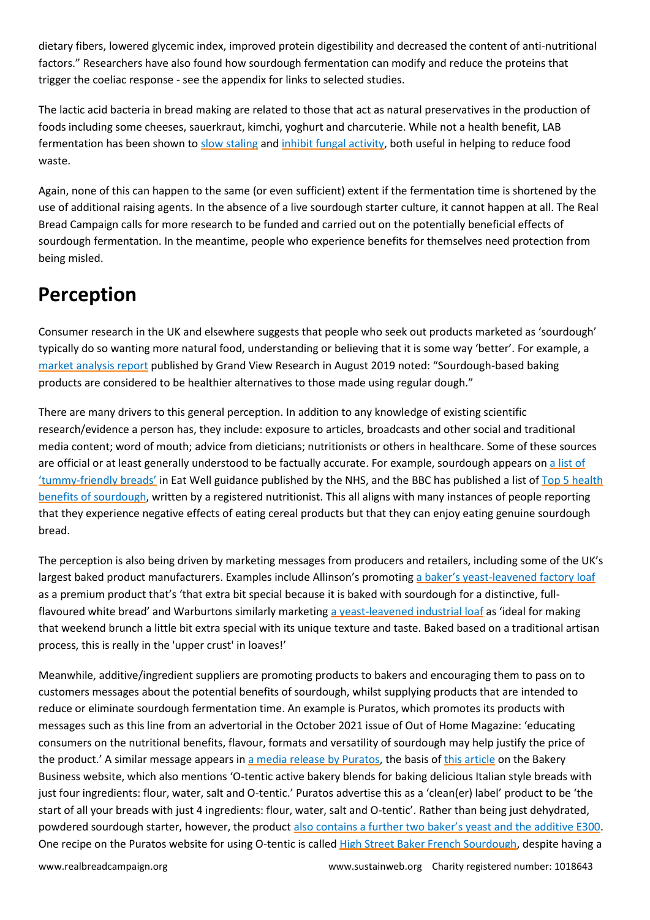dietary fibers, lowered glycemic index, improved protein digestibility and decreased the content of anti-nutritional factors." Researchers have also found how sourdough fermentation can modify and reduce the proteins that trigger the coeliac response - see the appendix for links to selected studies.

The lactic acid bacteria in bread making are related to those that act as natural preservatives in the production of foods including some cheeses, sauerkraut, kimchi, yoghurt and charcuterie. While not a health benefit, LAB fermentation has been shown to slow staling and inhibit fungal activity, both useful in helping to reduce food waste.

Again, none of this can happen to the same (or even sufficient) extent if the fermentation time is shortened by the use of additional raising agents. In the absence of a live sourdough starter culture, it cannot happen at all. The Real Bread Campaign calls for more research to be funded and carried out on the potentially beneficial effects of sourdough fermentation. In the meantime, people who experience benefits for themselves need protection from being misled.

## Perception

Consumer research in the UK and elsewhere suggests that people who seek out products marketed as 'sourdough' typically do so wanting more natural food, understanding or believing that it is some way 'better'. For example, a market analysis report published by Grand View Research in August 2019 noted: "Sourdough-based baking products are considered to be healthier alternatives to those made using regular dough."

There are many drivers to this general perception. In addition to any knowledge of existing scientific research/evidence a person has, they include: exposure to articles, broadcasts and other social and traditional media content; word of mouth; advice from dieticians; nutritionists or others in healthcare. Some of these sources are official or at least generally understood to be factually accurate. For example, sourdough appears on a list of 'tummy-friendly breads' in Eat Well guidance published by the NHS, and the BBC has published a list of Top 5 health benefits of sourdough, written by a registered nutritionist. This all aligns with many instances of people reporting that they experience negative effects of eating cereal products but that they can enjoy eating genuine sourdough bread.

The perception is also being driven by marketing messages from producers and retailers, including some of the UK's largest baked product manufacturers. Examples include Allinson's promoting a baker's yeast-leavened factory loaf as a premium product that's 'that extra bit special because it is baked with sourdough for a distinctive, full-flavoured white bread' and Warburtons similarly marketing a yeast-leavened industrial loaf as 'ideal for making that weekend brunch a little bit extra special with its unique texture and taste. Baked based on a traditional artisan process, this is really in the 'upper crust' in loaves!'

Meanwhile, additive/ingredient suppliers are promoting products to bakers and encouraging them to pass on to customers messages about the potential benefits of sourdough, whilst supplying products that are intended to reduce or eliminate sourdough fermentation time. An example is Puratos, which promotes its products with messages such as this line from an advertorial in the October 2021 issue of Out of Home Magazine: 'educating consumers on the nutritional benefits, flavour, formats and versatility of sourdough may help justify the price of the product.' A similar message appears in a media release by Puratos, the basis of this article on the Bakery Business website, which also mentions 'O-tentic active bakery blends for baking delicious Italian style breads with just four ingredients: flour, water, salt and O-tentic.' Puratos advertise this as a 'clean(er) label' product to be 'the start of all your breads with just 4 ingredients: flour, water, salt and O-tentic'. Rather than being just dehydrated, powdered sourdough starter, however, the product also contains a further two baker's yeast and the additive E300. One recipe on the Puratos website for using O-tentic is called High Street Baker French Sourdough, despite having a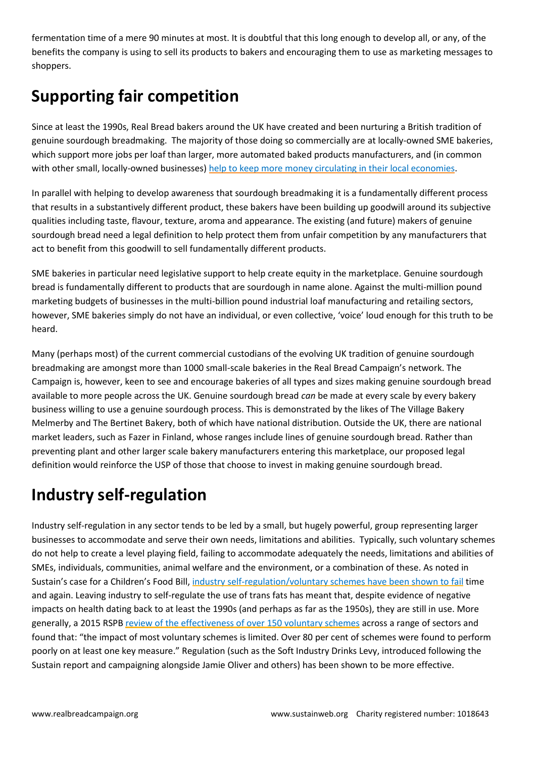fermentation time of a mere 90 minutes at most. It is doubtful that this long enough to develop all, or any, of the benefits the company is using to sell its products to bakers and encouraging them to use as marketing messages to shoppers.

## Supporting fair competition

Since at least the 1990s, Real Bread bakers around the UK have created and been nurturing a British tradition of genuine sourdough breadmaking. The majority of those doing so commercially are at locally-owned SME bakeries, which support more jobs per loaf than larger, more automated baked products manufacturers, and (in common with other small, locally-owned businesses) help to keep more money circulating in their local economies.

In parallel with helping to develop awareness that sourdough breadmaking it is a fundamentally different process that results in a substantively different product, these bakers have been building up goodwill around its subjective qualities including taste, flavour, texture, aroma and appearance. The existing (and future) makers of genuine sourdough bread need a legal definition to help protect them from unfair competition by any manufacturers that act to benefit from this goodwill to sell fundamentally different products.

SME bakeries in particular need legislative support to help create equity in the marketplace. Genuine sourdough bread is fundamentally different to products that are sourdough in name alone. Against the multi-million pound marketing budgets of businesses in the multi-billion pound industrial loaf manufacturing and retailing sectors, however, SME bakeries simply do not have an individual, or even collective, 'voice' loud enough for this truth to be heard.

Many (perhaps most) of the current commercial custodians of the evolving UK tradition of genuine sourdough breadmaking are amongst more than 1000 small-scale bakeries in the Real Bread Campaign's network. The Campaign is, however, keen to see and encourage bakeries of all types and sizes making genuine sourdough bread available to more people across the UK. Genuine sourdough bread *can* be made at every scale by every bakery business willing to use a genuine sourdough process. This is demonstrated by the likes of The Village Bakery Melmerby and The Bertinet Bakery, both of which have national distribution. Outside the UK, there are national market leaders, such as Fazer in Finland, whose ranges include lines of genuine sourdough bread. Rather than preventing plant and other larger scale bakery manufacturers entering this marketplace, our proposed legal definition would reinforce the USP of those that choose to invest in making genuine sourdough bread.

## Industry self-regulation

Industry self-regulation in any sector tends to be led by a small, but hugely powerful, group representing larger businesses to accommodate and serve their own needs, limitations and abilities. Typically, such voluntary schemes do not help to create a level playing field, failing to accommodate adequately the needs, limitations and abilities of SMEs, individuals, communities, animal welfare and the environment, or a combination of these. As noted in Sustain's case for a Children's Food Bill, industry self-regulation/voluntary schemes have been shown to fail time and again. Leaving industry to self-regulate the use of trans fats has meant that, despite evidence of negative impacts on health dating back to at least the 1990s (and perhaps as far as the 1950s), they are still in use. More generally, a 2015 RSPB review of the effectiveness of over 150 voluntary schemes across a range of sectors and found that: "the impact of most voluntary schemes is limited. Over 80 per cent of schemes were found to perform poorly on at least one key measure." Regulation (such as the Soft Industry Drinks Levy, introduced following the Sustain report and campaigning alongside Jamie Oliver and others) has been shown to be more effective.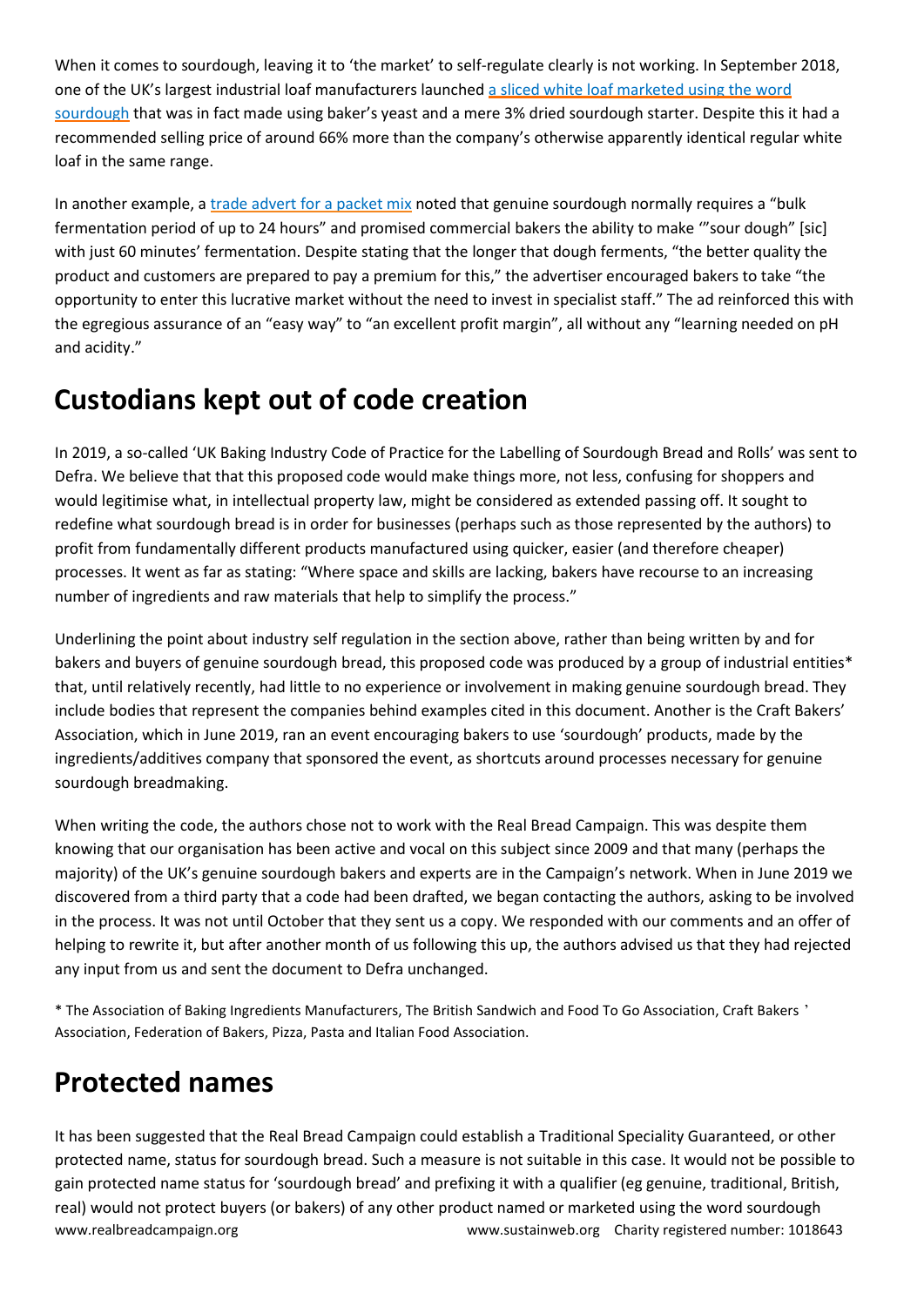When it comes to sourdough, leaving it to 'the market' to self-regulate clearly is not working. In September 2018, one of the UK's largest industrial loaf manufacturers launched a sliced white loaf marketed using the word sourdough that was in fact made using baker's yeast and a mere 3% dried sourdough starter. Despite this it had a recommended selling price of around 66% more than the company's otherwise apparently identical regular white loaf in the same range.

In another example, a trade advert for a packet mix noted that genuine sourdough normally requires a "bulk fermentation period of up to 24 hours" and promised commercial bakers the ability to make '"sour dough" [sic] with just 60 minutes' fermentation. Despite stating that the longer that dough ferments, "the better quality the product and customers are prepared to pay a premium for this," the advertiser encouraged bakers to take "the opportunity to enter this lucrative market without the need to invest in specialist staff." The ad reinforced this with the egregious assurance of an "easy way" to "an excellent profit margin", all without any "learning needed on pH and acidity."

## Custodians kept out of code creation

In 2019, a so-called 'UK Baking Industry Code of Practice for the Labelling of Sourdough Bread and Rolls' was sent to Defra. We believe that that this proposed code would make things more, not less, confusing for shoppers and would legitimise what, in intellectual property law, might be considered as extended passing off. It sought to redefine what sourdough bread is in order for businesses (perhaps such as those represented by the authors) to profit from fundamentally different products manufactured using quicker, easier (and therefore cheaper) processes. It went as far as stating: "Where space and skills are lacking, bakers have recourse to an increasing number of ingredients and raw materials that help to simplify the process."

Underlining the point about industry self regulation in the section above, rather than being written by and for bakers and buyers of genuine sourdough bread, this proposed code was produced by a group of industrial entities* that, until relatively recently, had little to no experience or involvement in making genuine sourdough bread. They include bodies that represent the companies behind examples cited in this document. Another is the Craft Bakers' Association, which in June 2019, ran an event encouraging bakers to use 'sourdough' products, made by the ingredients/additives company that sponsored the event, as shortcuts around processes necessary for genuine sourdough breadmaking.

When writing the code, the authors chose not to work with the Real Bread Campaign. This was despite them knowing that our organisation has been active and vocal on this subject since 2009 and that many (perhaps the majority) of the UK's genuine sourdough bakers and experts are in the Campaign's network. When in June 2019 we discovered from a third party that a code had been drafted, we began contacting the authors, asking to be involved in the process. It was not until October that they sent us a copy. We responded with our comments and an offer of helping to rewrite it, but after another month of us following this up, the authors advised us that they had rejected any input from us and sent the document to Defra unchanged.

* The Association of Baking Ingredients Manufacturers, The British Sandwich and Food To Go Association, Craft Bakers' Association, Federation of Bakers, Pizza, Pasta and Italian Food Association.

## Protected names

It has been suggested that the Real Bread Campaign could establish a Traditional Speciality Guaranteed, or other protected name, status for sourdough bread. Such a measure is not suitable in this case. It would not be possible to gain protected name status for 'sourdough bread' and prefixing it with a qualifier (eg genuine, traditional, British, real) would not protect buyers (or bakers) of any other product named or marketed using the word sourdough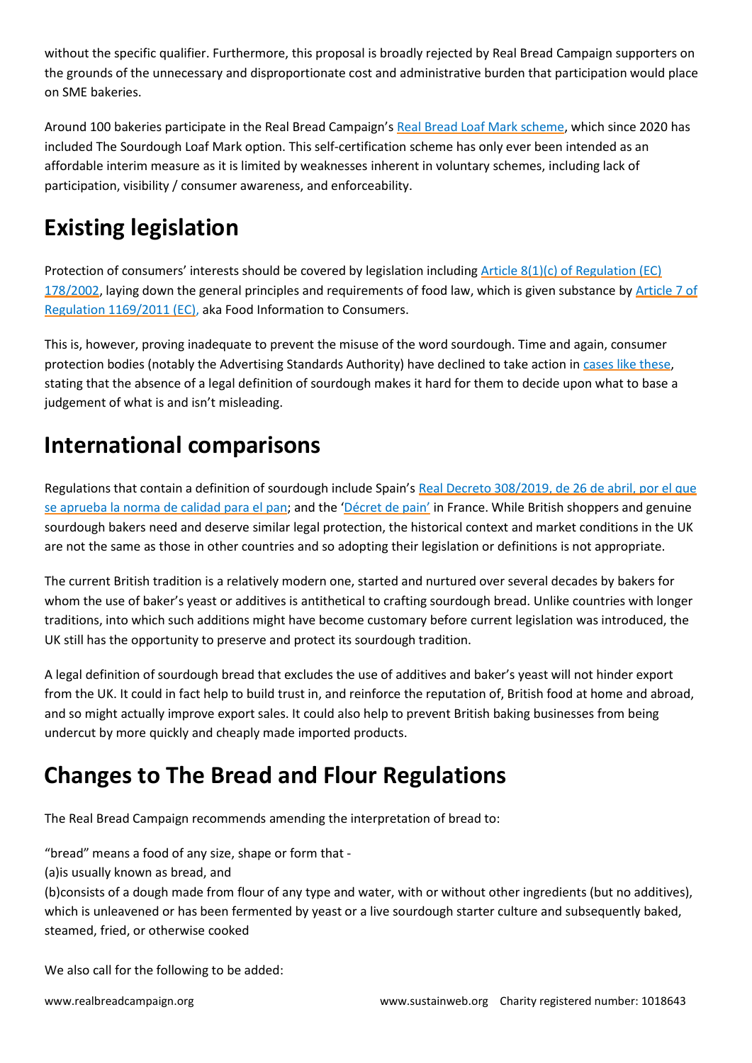without the specific qualifier. Furthermore, this proposal is broadly rejected by Real Bread Campaign supporters on the grounds of the unnecessary and disproportionate cost and administrative burden that participation would place on SME bakeries.

Around 100 bakeries participate in the Real Bread Campaign's Real Bread Loaf Mark scheme, which since 2020 has included The Sourdough Loaf Mark option. This self-certification scheme has only ever been intended as an affordable interim measure as it is limited by weaknesses inherent in voluntary schemes, including lack of participation, visibility / consumer awareness, and enforceability.

## Existing legislation

Protection of consumers' interests should be covered by legislation including Article 8(1)(c) of Regulation (EC) 178/2002, laying down the general principles and requirements of food law, which is given substance by Article 7 of Regulation 1169/2011 (EC), aka Food Information to Consumers.

This is, however, proving inadequate to prevent the misuse of the word sourdough. Time and again, consumer protection bodies (notably the Advertising Standards Authority) have declined to take action in cases like these, stating that the absence of a legal definition of sourdough makes it hard for them to decide upon what to base a judgement of what is and isn't misleading.

## International comparisons

Regulations that contain a definition of sourdough include Spain's Real Decreto 308/2019, de 26 de abril, por el que se aprueba la norma de calidad para el pan; and the 'Décret de pain' in France. While British shoppers and genuine sourdough bakers need and deserve similar legal protection, the historical context and market conditions in the UK are not the same as those in other countries and so adopting their legislation or definitions is not appropriate.

The current British tradition is a relatively modern one, started and nurtured over several decades by bakers for whom the use of baker's yeast or additives is antithetical to crafting sourdough bread. Unlike countries with longer traditions, into which such additions might have become customary before current legislation was introduced, the UK still has the opportunity to preserve and protect its sourdough tradition.

A legal definition of sourdough bread that excludes the use of additives and baker's yeast will not hinder export from the UK. It could in fact help to build trust in, and reinforce the reputation of, British food at home and abroad, and so might actually improve export sales. It could also help to prevent British baking businesses from being undercut by more quickly and cheaply made imported products.

## Changes to The Bread and Flour Regulations

The Real Bread Campaign recommends amending the interpretation of bread to:

"bread" means a food of any size, shape or form that -
(a)is usually known as bread, and
(b)consists of a dough made from flour of any type and water, with or without other ingredients (but no additives), which is unleavened or has been fermented by yeast or a live sourdough starter culture and subsequently baked, steamed, fried, or otherwise cooked

We also call for the following to be added: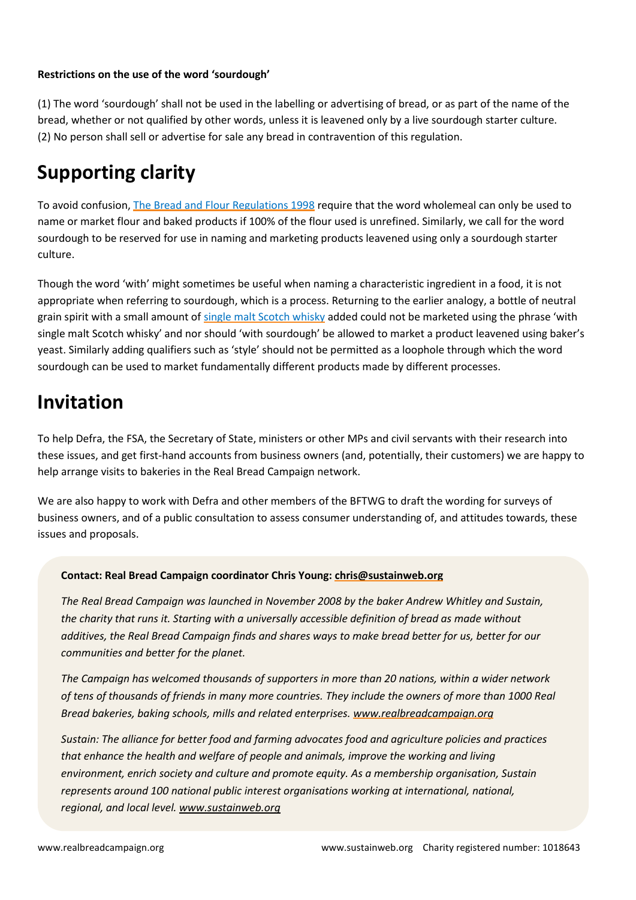**Restrictions on the use of the word 'sourdough'**

(1) The word 'sourdough' shall not be used in the labelling or advertising of bread, or as part of the name of the bread, whether or not qualified by other words, unless it is leavened only by a live sourdough starter culture.
(2) No person shall sell or advertise for sale any bread in contravention of this regulation.

## Supporting clarity

To avoid confusion, [The Bread and Flour Regulations 1998]() require that the word wholemeal can only be used to name or market flour and baked products if 100% of the flour used is unrefined. Similarly, we call for the word sourdough to be reserved for use in naming and marketing products leavened using only a sourdough starter culture.

Though the word 'with' might sometimes be useful when naming a characteristic ingredient in a food, it is not appropriate when referring to sourdough, which is a process. Returning to the earlier analogy, a bottle of neutral grain spirit with a small amount of [single malt Scotch whisky]() added could not be marketed using the phrase 'with single malt Scotch whisky' and nor should 'with sourdough' be allowed to market a product leavened using baker's yeast. Similarly adding qualifiers such as 'style' should not be permitted as a loophole through which the word sourdough can be used to market fundamentally different products made by different processes.

## Invitation

To help Defra, the FSA, the Secretary of State, ministers or other MPs and civil servants with their research into these issues, and get first-hand accounts from business owners (and, potentially, their customers) we are happy to help arrange visits to bakeries in the Real Bread Campaign network.

We are also happy to work with Defra and other members of the BFTWG to draft the wording for surveys of business owners, and of a public consultation to assess consumer understanding of, and attitudes towards, these issues and proposals.

**Contact: Real Bread Campaign coordinator Chris Young: chris@sustainweb.org**

*The Real Bread Campaign was launched in November 2008 by the baker Andrew Whitley and Sustain, the charity that runs it. Starting with a universally accessible definition of bread as made without additives, the Real Bread Campaign finds and shares ways to make bread better for us, better for our communities and better for the planet.*

*The Campaign has welcomed thousands of supporters in more than 20 nations, within a wider network of tens of thousands of friends in many more countries. They include the owners of more than 1000 Real Bread bakeries, baking schools, mills and related enterprises. www.realbreadcampaign.org*

*Sustain: The alliance for better food and farming advocates food and agriculture policies and practices that enhance the health and welfare of people and animals, improve the working and living environment, enrich society and culture and promote equity. As a membership organisation, Sustain represents around 100 national public interest organisations working at international, national, regional, and local level. www.sustainweb.org*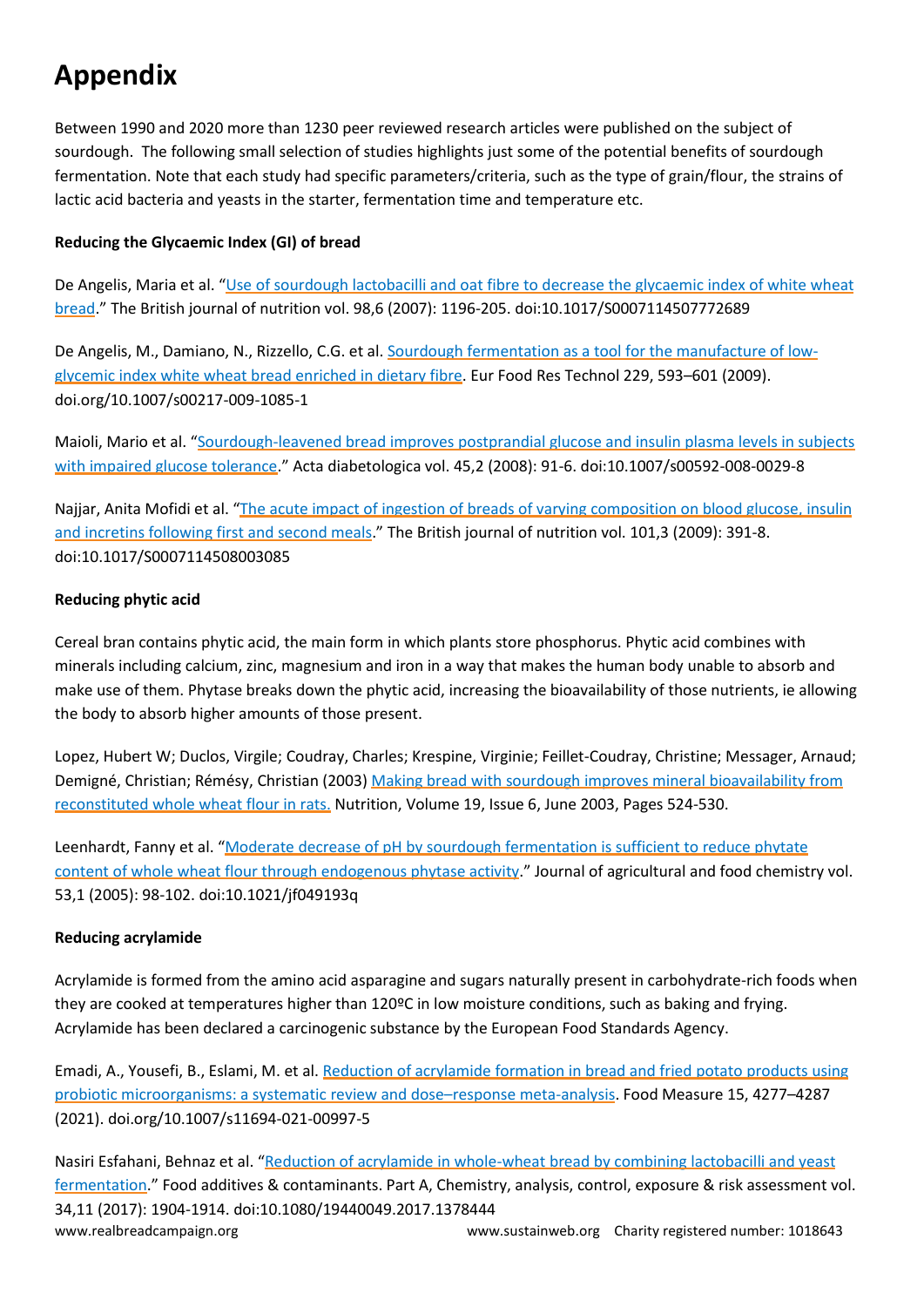# Appendix

Between 1990 and 2020 more than 1230 peer reviewed research articles were published on the subject of sourdough. The following small selection of studies highlights just some of the potential benefits of sourdough fermentation. Note that each study had specific parameters/criteria, such as the type of grain/flour, the strains of lactic acid bacteria and yeasts in the starter, fermentation time and temperature etc.

**Reducing the Glycaemic Index (GI) of bread**

De Angelis, Maria et al. "Use of sourdough lactobacilli and oat fibre to decrease the glycaemic index of white wheat bread." The British journal of nutrition vol. 98,6 (2007): 1196-205. doi:10.1017/S0007114507772689

De Angelis, M., Damiano, N., Rizzello, C.G. et al. Sourdough fermentation as a tool for the manufacture of low-glycemic index white wheat bread enriched in dietary fibre. Eur Food Res Technol 229, 593–601 (2009). doi.org/10.1007/s00217-009-1085-1

Maioli, Mario et al. "Sourdough-leavened bread improves postprandial glucose and insulin plasma levels in subjects with impaired glucose tolerance." Acta diabetologica vol. 45,2 (2008): 91-6. doi:10.1007/s00592-008-0029-8

Najjar, Anita Mofidi et al. "The acute impact of ingestion of breads of varying composition on blood glucose, insulin and incretins following first and second meals." The British journal of nutrition vol. 101,3 (2009): 391-8. doi:10.1017/S0007114508003085

**Reducing phytic acid**

Cereal bran contains phytic acid, the main form in which plants store phosphorus. Phytic acid combines with minerals including calcium, zinc, magnesium and iron in a way that makes the human body unable to absorb and make use of them. Phytase breaks down the phytic acid, increasing the bioavailability of those nutrients, ie allowing the body to absorb higher amounts of those present.

Lopez, Hubert W; Duclos, Virgile; Coudray, Charles; Krespine, Virginie; Feillet-Coudray, Christine; Messager, Arnaud; Demigné, Christian; Rémésy, Christian (2003) Making bread with sourdough improves mineral bioavailability from reconstituted whole wheat flour in rats. Nutrition, Volume 19, Issue 6, June 2003, Pages 524-530.

Leenhardt, Fanny et al. "Moderate decrease of pH by sourdough fermentation is sufficient to reduce phytate content of whole wheat flour through endogenous phytase activity." Journal of agricultural and food chemistry vol. 53,1 (2005): 98-102. doi:10.1021/jf049193q

**Reducing acrylamide**

Acrylamide is formed from the amino acid asparagine and sugars naturally present in carbohydrate-rich foods when they are cooked at temperatures higher than 120ºC in low moisture conditions, such as baking and frying. Acrylamide has been declared a carcinogenic substance by the European Food Standards Agency.

Emadi, A., Yousefi, B., Eslami, M. et al. Reduction of acrylamide formation in bread and fried potato products using probiotic microorganisms: a systematic review and dose–response meta-analysis. Food Measure 15, 4277–4287 (2021). doi.org/10.1007/s11694-021-00997-5

Nasiri Esfahani, Behnaz et al. "Reduction of acrylamide in whole-wheat bread by combining lactobacilli and yeast fermentation." Food additives & contaminants. Part A, Chemistry, analysis, control, exposure & risk assessment vol. 34,11 (2017): 1904-1914. doi:10.1080/19440049.2017.1378444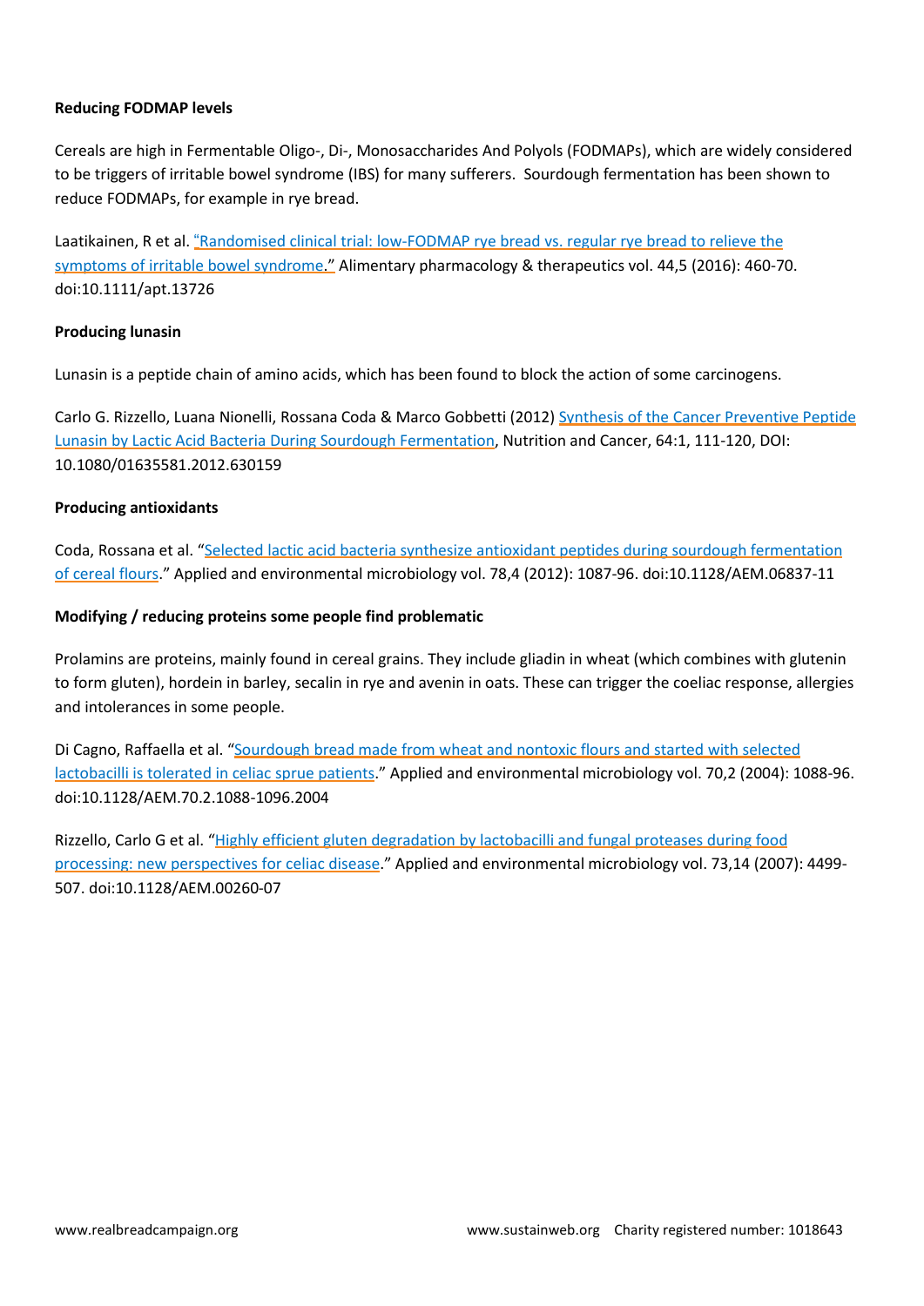**Reducing FODMAP levels**

Cereals are high in Fermentable Oligo-, Di-, Monosaccharides And Polyols (FODMAPs), which are widely considered to be triggers of irritable bowel syndrome (IBS) for many sufferers. Sourdough fermentation has been shown to reduce FODMAPs, for example in rye bread.

Laatikainen, R et al. "Randomised clinical trial: low-FODMAP rye bread vs. regular rye bread to relieve the symptoms of irritable bowel syndrome." Alimentary pharmacology & therapeutics vol. 44,5 (2016): 460-70. doi:10.1111/apt.13726

**Producing lunasin**

Lunasin is a peptide chain of amino acids, which has been found to block the action of some carcinogens.

Carlo G. Rizzello, Luana Nionelli, Rossana Coda & Marco Gobbetti (2012) Synthesis of the Cancer Preventive Peptide Lunasin by Lactic Acid Bacteria During Sourdough Fermentation, Nutrition and Cancer, 64:1, 111-120, DOI: 10.1080/01635581.2012.630159

**Producing antioxidants**

Coda, Rossana et al. "Selected lactic acid bacteria synthesize antioxidant peptides during sourdough fermentation of cereal flours." Applied and environmental microbiology vol. 78,4 (2012): 1087-96. doi:10.1128/AEM.06837-11

**Modifying / reducing proteins some people find problematic**

Prolamins are proteins, mainly found in cereal grains. They include gliadin in wheat (which combines with glutenin to form gluten), hordein in barley, secalin in rye and avenin in oats. These can trigger the coeliac response, allergies and intolerances in some people.

Di Cagno, Raffaella et al. "Sourdough bread made from wheat and nontoxic flours and started with selected lactobacilli is tolerated in celiac sprue patients." Applied and environmental microbiology vol. 70,2 (2004): 1088-96. doi:10.1128/AEM.70.2.1088-1096.2004

Rizzello, Carlo G et al. "Highly efficient gluten degradation by lactobacilli and fungal proteases during food processing: new perspectives for celiac disease." Applied and environmental microbiology vol. 73,14 (2007): 4499-507. doi:10.1128/AEM.00260-07